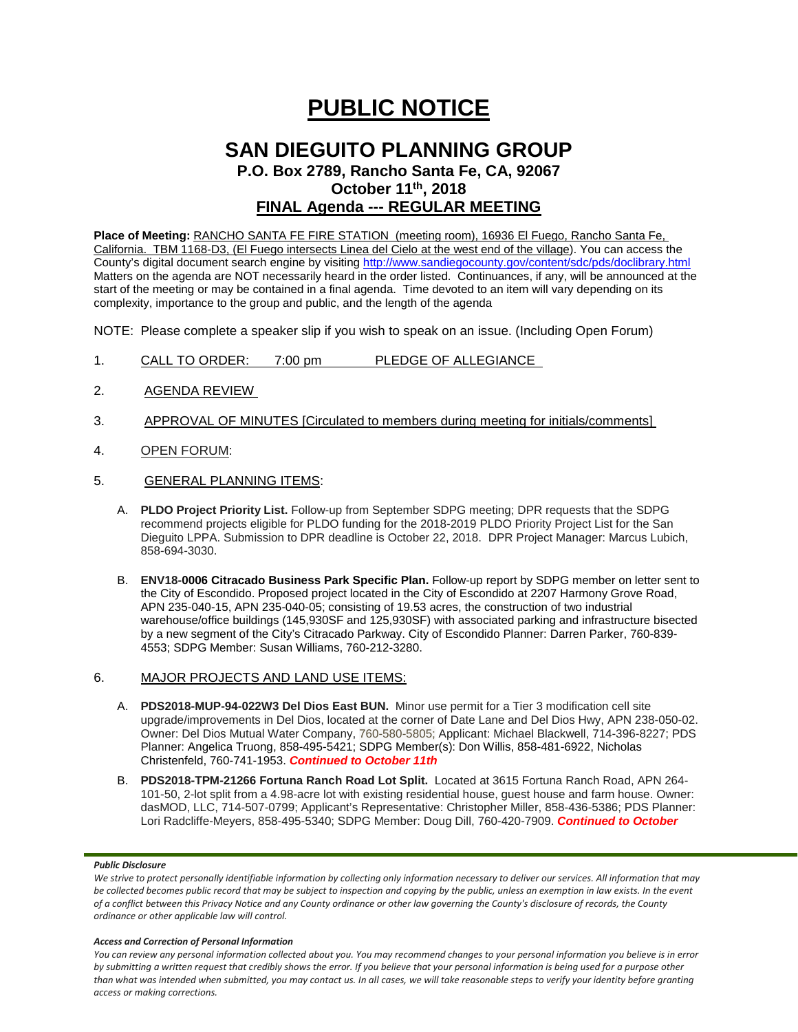# PUBLIC NOTICE

## SAN DIEGUITO PLANNING GROUP

### P.O. Box 2789, Rancho Santa Fe, CA, 92067

### October 11th, 2018

### FINAL Agenda --- REGULAR MEETING

**Place of Meeting:** RANCHO SANTA FE FIRE STATION (meeting room), 16936 El Fuego, Rancho Santa Fe, California. TBM 1168-D3, (El Fuego intersects Linea del Cielo at the west end of the village). You can access the County's digital document search engine by visiting http://www.sandiegocounty.gov/content/sdc/pds/doclibrary.html Matters on the agenda are NOT necessarily heard in the order listed. Continuances, if any, will be announced at the start of the meeting or may be contained in a final agenda. Time devoted to an item will vary depending on its complexity, importance to the group and public, and the length of the agenda

NOTE: Please complete a speaker slip if you wish to speak on an issue. (Including Open Forum)

1. CALL TO ORDER: 7:00 pm PLEDGE OF ALLEGIANCE

2. AGENDA REVIEW

3. APPROVAL OF MINUTES [Circulated to members during meeting for initials/comments]

4. OPEN FORUM:

5. GENERAL PLANNING ITEMS:

   A. **PLDO Project Priority List.** Follow-up from September SDPG meeting; DPR requests that the SDPG recommend projects eligible for PLDO funding for the 2018-2019 PLDO Priority Project List for the San Dieguito LPPA. Submission to DPR deadline is October 22, 2018. DPR Project Manager: Marcus Lubich, 858-694-3030.

   B. **ENV18-0006 Citracado Business Park Specific Plan.** Follow-up report by SDPG member on letter sent to the City of Escondido. Proposed project located in the City of Escondido at 2207 Harmony Grove Road, APN 235-040-15, APN 235-040-05; consisting of 19.53 acres, the construction of two industrial warehouse/office buildings (145,930SF and 125,930SF) with associated parking and infrastructure bisected by a new segment of the City's Citracado Parkway. City of Escondido Planner: Darren Parker, 760-839-4553; SDPG Member: Susan Williams, 760-212-3280.

6. MAJOR PROJECTS AND LAND USE ITEMS:

   A. **PDS2018-MUP-94-022W3 Del Dios East BUN.** Minor use permit for a Tier 3 modification cell site upgrade/improvements in Del Dios, located at the corner of Date Lane and Del Dios Hwy, APN 238-050-02. Owner: Del Dios Mutual Water Company, 760-580-5805; Applicant: Michael Blackwell, 714-396-8227; PDS Planner: Angelica Truong, 858-495-5421; SDPG Member(s): Don Willis, 858-481-6922, Nicholas Christenfeld, 760-741-1953. ***Continued to October 11th***

   B. **PDS2018-TPM-21266 Fortuna Ranch Road Lot Split.** Located at 3615 Fortuna Ranch Road, APN 264-101-50, 2-lot split from a 4.98-acre lot with existing residential house, guest house and farm house. Owner: dasMOD, LLC, 714-507-0799; Applicant's Representative: Christopher Miller, 858-436-5386; PDS Planner: Lori Radcliffe-Meyers, 858-495-5340; SDPG Member: Doug Dill, 760-420-7909. ***Continued to October***

***Public Disclosure***

*We strive to protect personally identifiable information by collecting only information necessary to deliver our services. All information that may be collected becomes public record that may be subject to inspection and copying by the public, unless an exemption in law exists. In the event of a conflict between this Privacy Notice and any County ordinance or other law governing the County's disclosure of records, the County ordinance or other applicable law will control.*

***Access and Correction of Personal Information***

*You can review any personal information collected about you. You may recommend changes to your personal information you believe is in error by submitting a written request that credibly shows the error. If you believe that your personal information is being used for a purpose other than what was intended when submitted, you may contact us. In all cases, we will take reasonable steps to verify your identity before granting access or making corrections.*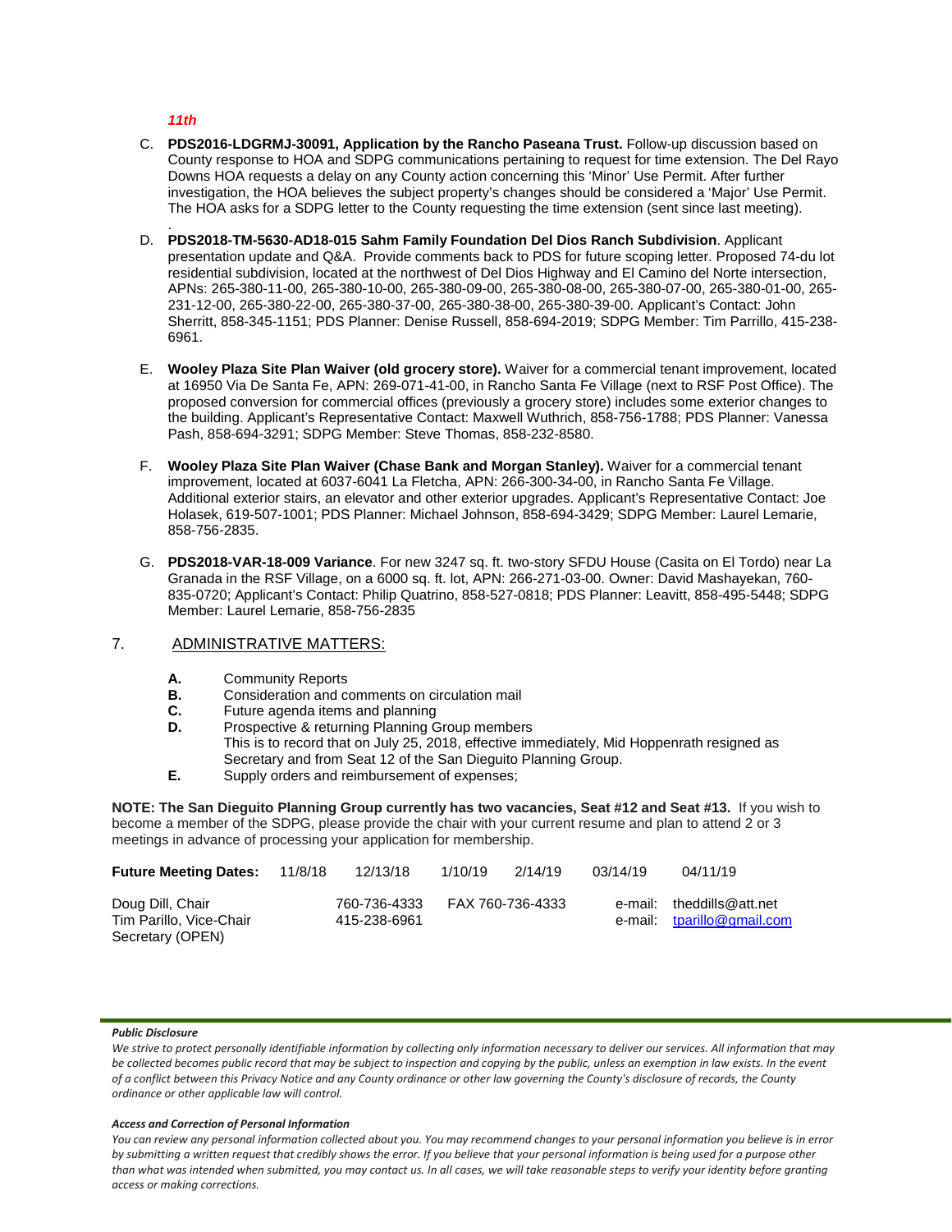*11th*

C. **PDS2016-LDGRMJ-30091, Application by the Rancho Paseana Trust.** Follow-up discussion based on County response to HOA and SDPG communications pertaining to request for time extension. The Del Rayo Downs HOA requests a delay on any County action concerning this 'Minor' Use Permit. After further investigation, the HOA believes the subject property's changes should be considered a 'Major' Use Permit. The HOA asks for a SDPG letter to the County requesting the time extension (sent since last meeting).

.

D. **PDS2018-TM-5630-AD18-015 Sahm Family Foundation Del Dios Ranch Subdivision**. Applicant presentation update and Q&A. Provide comments back to PDS for future scoping letter. Proposed 74-du lot residential subdivision, located at the northwest of Del Dios Highway and El Camino del Norte intersection, APNs: 265-380-11-00, 265-380-10-00, 265-380-09-00, 265-380-08-00, 265-380-07-00, 265-380-01-00, 265-231-12-00, 265-380-22-00, 265-380-37-00, 265-380-38-00, 265-380-39-00. Applicant's Contact: John Sherritt, 858-345-1151; PDS Planner: Denise Russell, 858-694-2019; SDPG Member: Tim Parrillo, 415-238-6961.

E. **Wooley Plaza Site Plan Waiver (old grocery store).** Waiver for a commercial tenant improvement, located at 16950 Via De Santa Fe, APN: 269-071-41-00, in Rancho Santa Fe Village (next to RSF Post Office). The proposed conversion for commercial offices (previously a grocery store) includes some exterior changes to the building. Applicant's Representative Contact: Maxwell Wuthrich, 858-756-1788; PDS Planner: Vanessa Pash, 858-694-3291; SDPG Member: Steve Thomas, 858-232-8580.

F. **Wooley Plaza Site Plan Waiver (Chase Bank and Morgan Stanley).** Waiver for a commercial tenant improvement, located at 6037-6041 La Fletcha, APN: 266-300-34-00, in Rancho Santa Fe Village. Additional exterior stairs, an elevator and other exterior upgrades. Applicant's Representative Contact: Joe Holasek, 619-507-1001; PDS Planner: Michael Johnson, 858-694-3429; SDPG Member: Laurel Lemarie, 858-756-2835.

G. **PDS2018-VAR-18-009 Variance**. For new 3247 sq. ft. two-story SFDU House (Casita on El Tordo) near La Granada in the RSF Village, on a 6000 sq. ft. lot, APN: 266-271-03-00. Owner: David Mashayekan, 760-835-0720; Applicant's Contact: Philip Quatrino, 858-527-0818; PDS Planner: Leavitt, 858-495-5448; SDPG Member: Laurel Lemarie, 858-756-2835

7. ADMINISTRATIVE MATTERS:

**A.** Community Reports
**B.** Consideration and comments on circulation mail
**C.** Future agenda items and planning
**D.** Prospective & returning Planning Group members
This is to record that on July 25, 2018, effective immediately, Mid Hoppenrath resigned as Secretary and from Seat 12 of the San Dieguito Planning Group.
**E.** Supply orders and reimbursement of expenses;

**NOTE: The San Dieguito Planning Group currently has two vacancies, Seat #12 and Seat #13.** If you wish to become a member of the SDPG, please provide the chair with your current resume and plan to attend 2 or 3 meetings in advance of processing your application for membership.

**Future Meeting Dates:** 11/8/18 12/13/18 1/10/19 2/14/19 03/14/19 04/11/19

Doug Dill, Chair 760-736-4333 FAX 760-736-4333 e-mail: theddills@att.net
Tim Parillo, Vice-Chair 415-238-6961 e-mail: tparillo@gmail.com
Secretary (OPEN)

***Public Disclosure***

*We strive to protect personally identifiable information by collecting only information necessary to deliver our services. All information that may be collected becomes public record that may be subject to inspection and copying by the public, unless an exemption in law exists. In the event of a conflict between this Privacy Notice and any County ordinance or other law governing the County's disclosure of records, the County ordinance or other applicable law will control.*

***Access and Correction of Personal Information***

*You can review any personal information collected about you. You may recommend changes to your personal information you believe is in error by submitting a written request that credibly shows the error. If you believe that your personal information is being used for a purpose other than what was intended when submitted, you may contact us. In all cases, we will take reasonable steps to verify your identity before granting access or making corrections.*